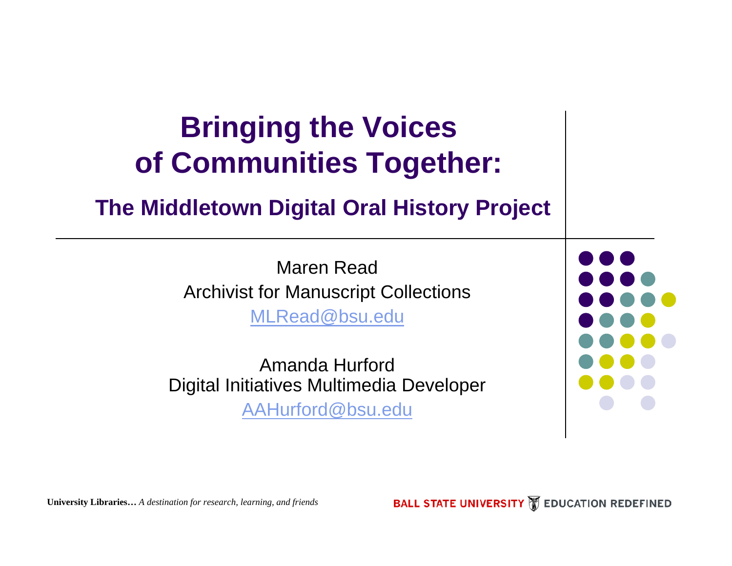# Bringing the Voices of Communities Together:

## The Middletown Digital Oral History Project

Maren Read
Archivist for Manuscript Collections
MLRead@bsu.edu

Amanda Hurford
Digital Initiatives Multimedia Developer
AAHurford@bsu.edu

**University Libraries…** *A destination for research, learning, and friends*

BALL STATE UNIVERSITY EDUCATION REDEFINED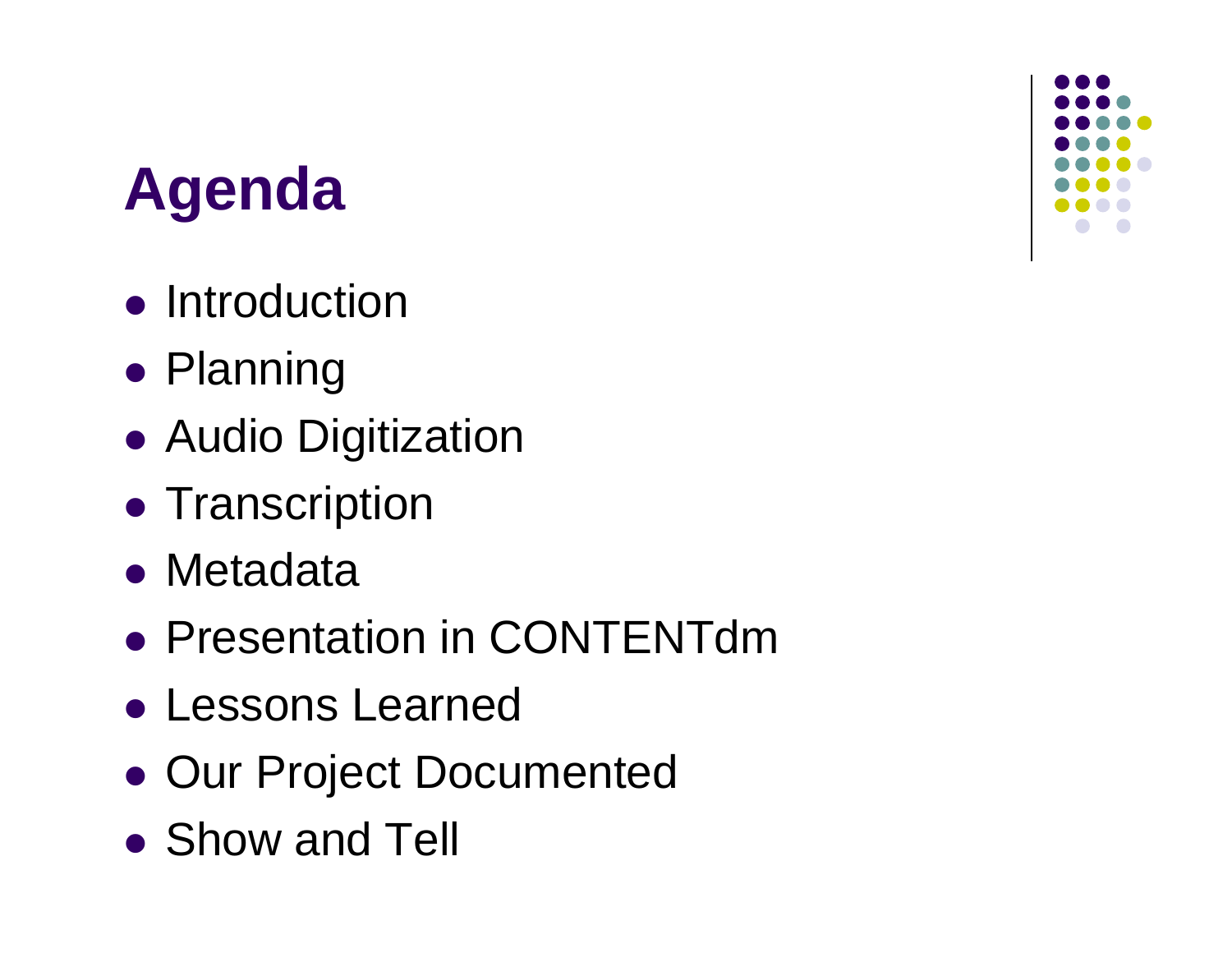# Agenda

- Introduction
- Planning
- Audio Digitization
- Transcription
- Metadata
- Presentation in CONTENTdm
- Lessons Learned
- Our Project Documented
- Show and Tell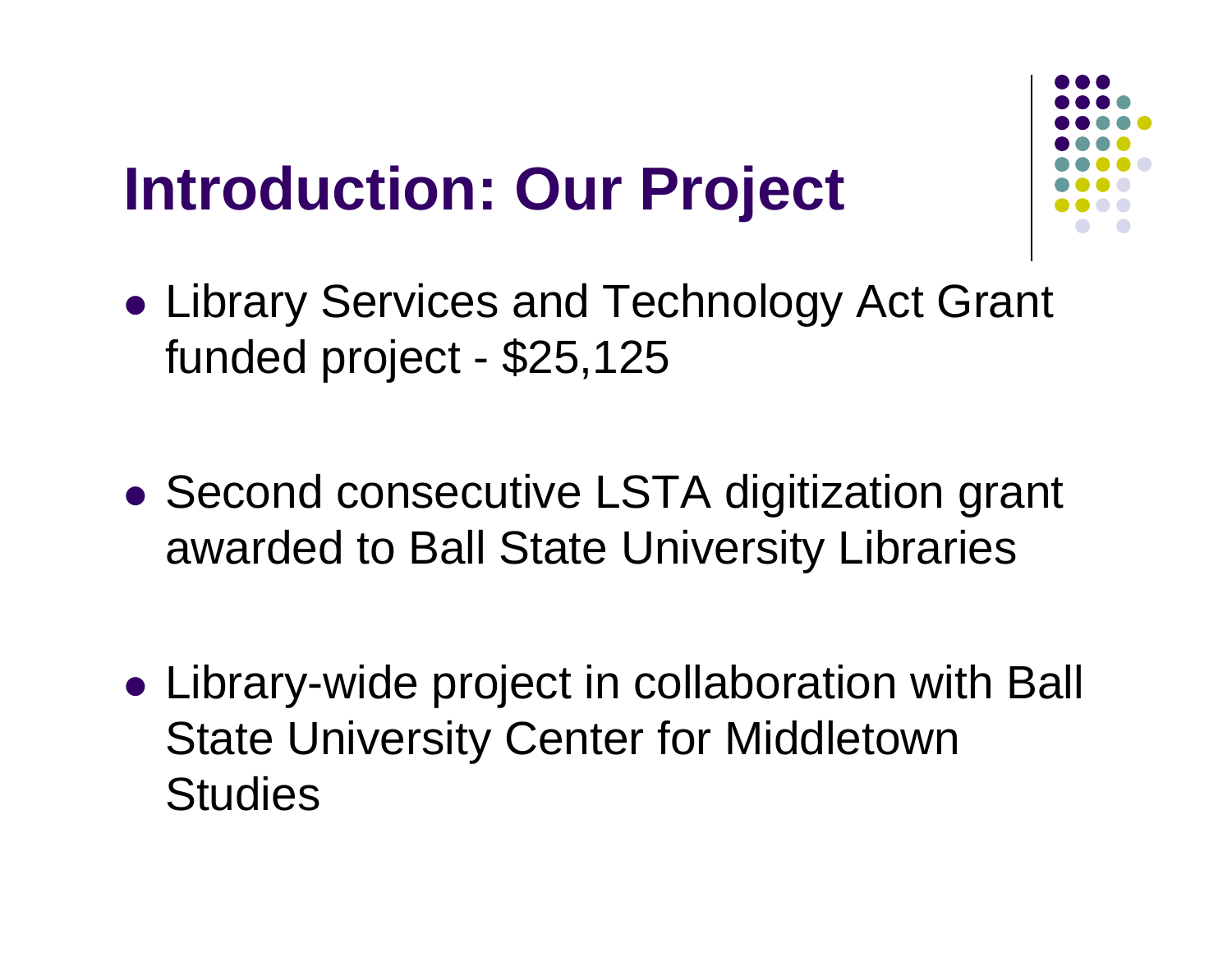# Introduction: Our Project

- Library Services and Technology Act Grant funded project - $25,125
- Second consecutive LSTA digitization grant awarded to Ball State University Libraries
- Library-wide project in collaboration with Ball State University Center for Middletown Studies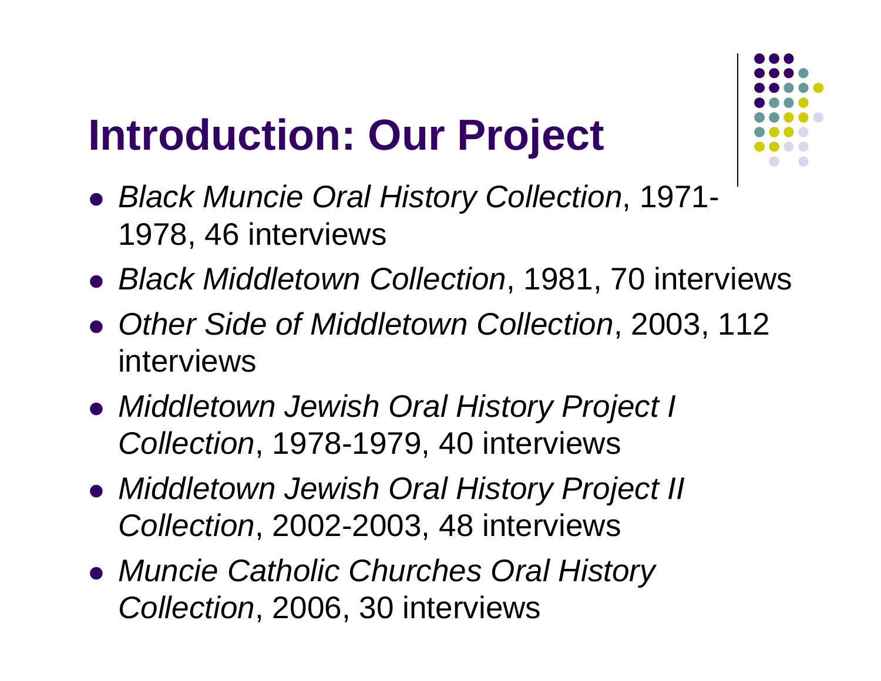# Introduction: Our Project

- *Black Muncie Oral History Collection*, 1971-1978, 46 interviews
- *Black Middletown Collection*, 1981, 70 interviews
- *Other Side of Middletown Collection*, 2003, 112 interviews
- *Middletown Jewish Oral History Project I Collection*, 1978-1979, 40 interviews
- *Middletown Jewish Oral History Project II Collection*, 2002-2003, 48 interviews
- *Muncie Catholic Churches Oral History Collection*, 2006, 30 interviews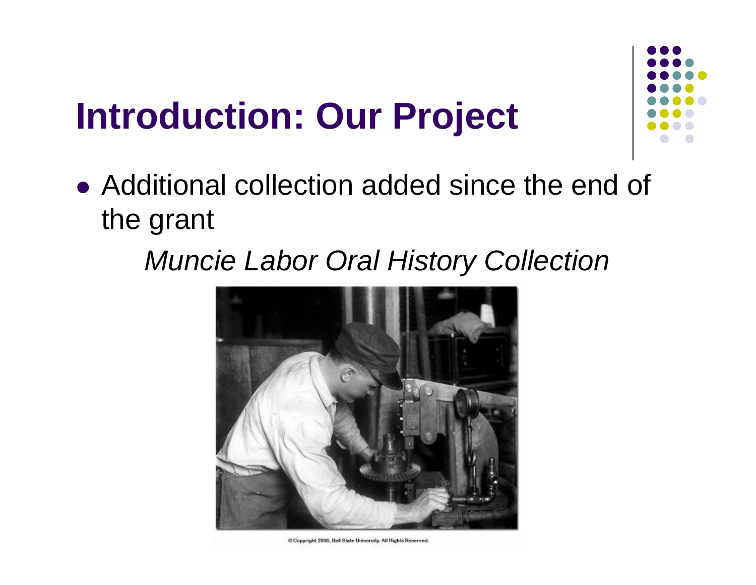# Introduction: Our Project

- Additional collection added since the end of the grant

  *Muncie Labor Oral History Collection*

© Copyright 2006, Ball State University. All Rights Reserved.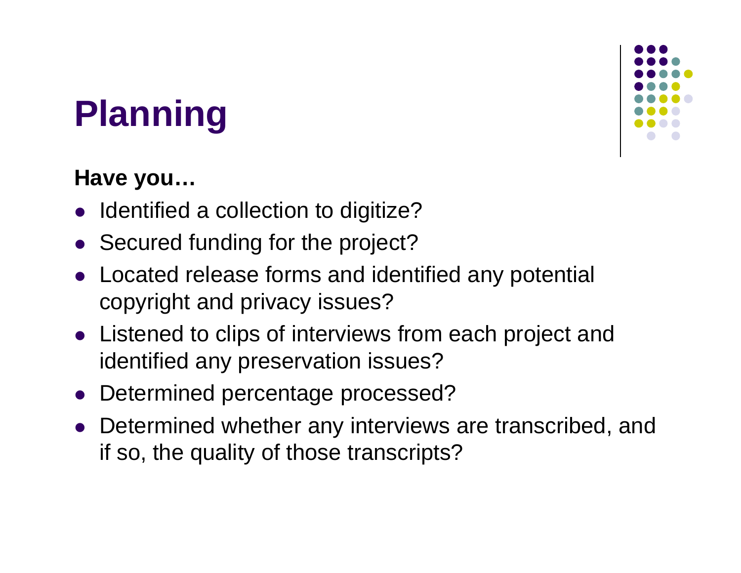# Planning

**Have you…**

- Identified a collection to digitize?
- Secured funding for the project?
- Located release forms and identified any potential copyright and privacy issues?
- Listened to clips of interviews from each project and identified any preservation issues?
- Determined percentage processed?
- Determined whether any interviews are transcribed, and if so, the quality of those transcripts?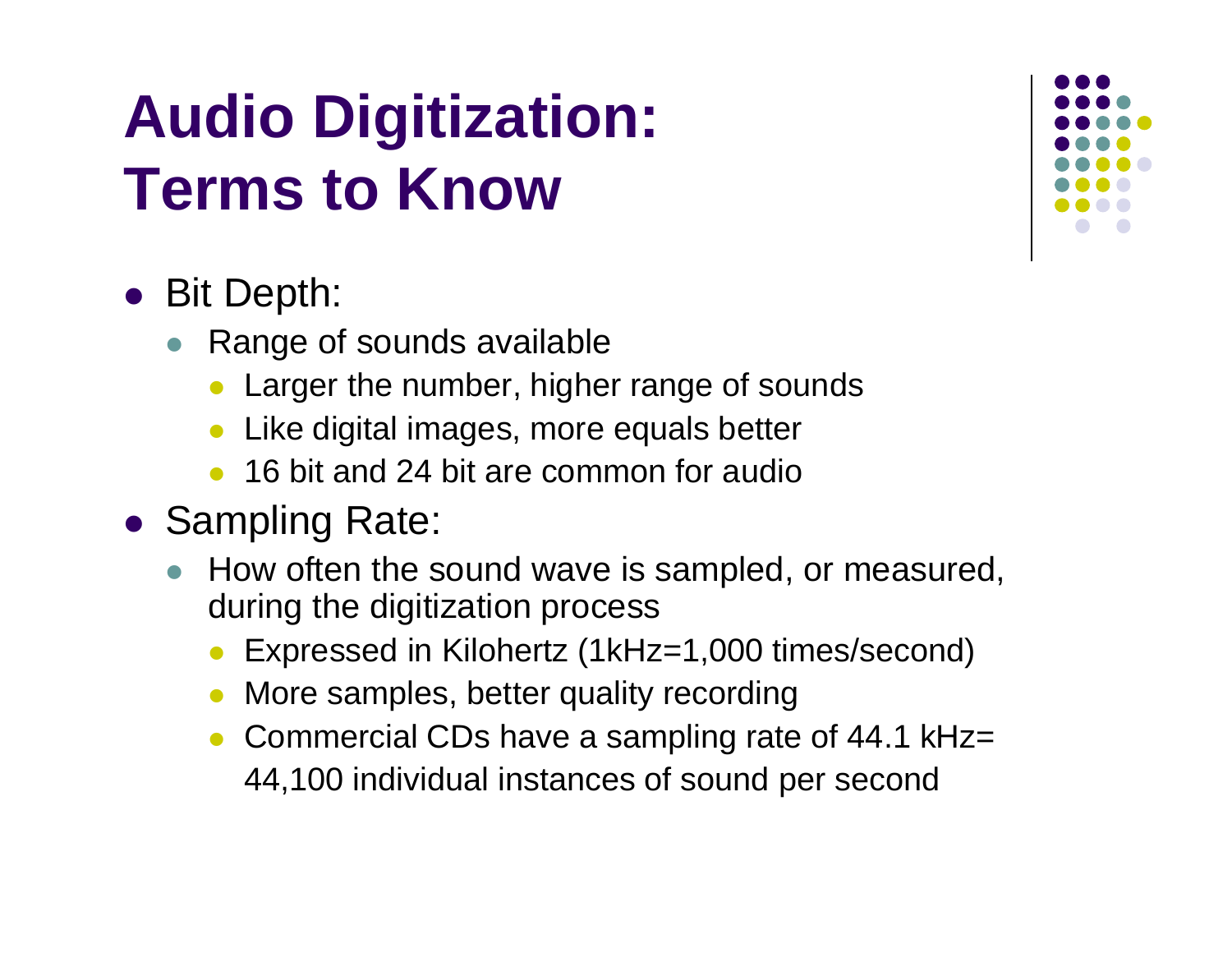# Audio Digitization: Terms to Know

- Bit Depth:
  - Range of sounds available
    - Larger the number, higher range of sounds
    - Like digital images, more equals better
    - 16 bit and 24 bit are common for audio
- Sampling Rate:
  - How often the sound wave is sampled, or measured, during the digitization process
    - Expressed in Kilohertz (1kHz=1,000 times/second)
    - More samples, better quality recording
    - Commercial CDs have a sampling rate of 44.1 kHz= 44,100 individual instances of sound per second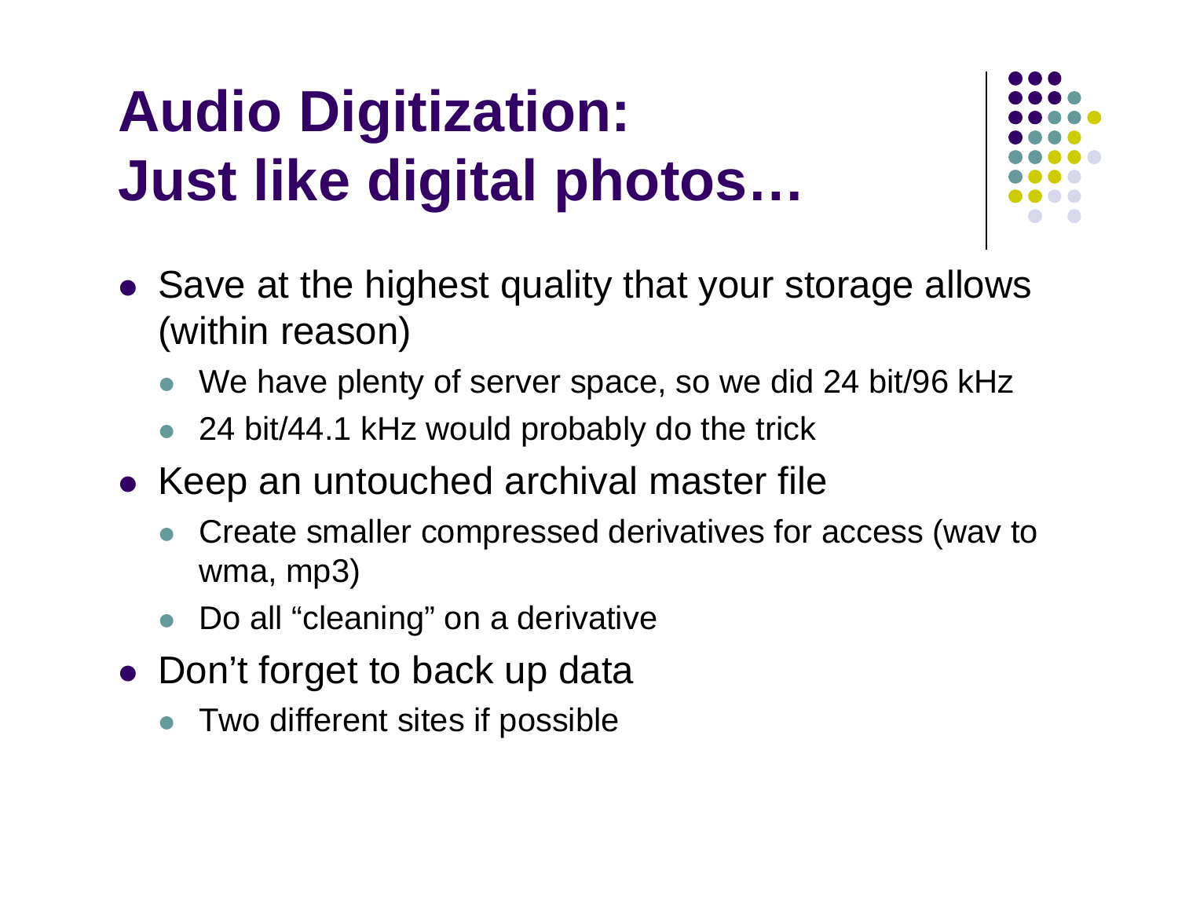# Audio Digitization: Just like digital photos…

- Save at the highest quality that your storage allows (within reason)
  - We have plenty of server space, so we did 24 bit/96 kHz
  - 24 bit/44.1 kHz would probably do the trick
- Keep an untouched archival master file
  - Create smaller compressed derivatives for access (wav to wma, mp3)
  - Do all “cleaning” on a derivative
- Don’t forget to back up data
  - Two different sites if possible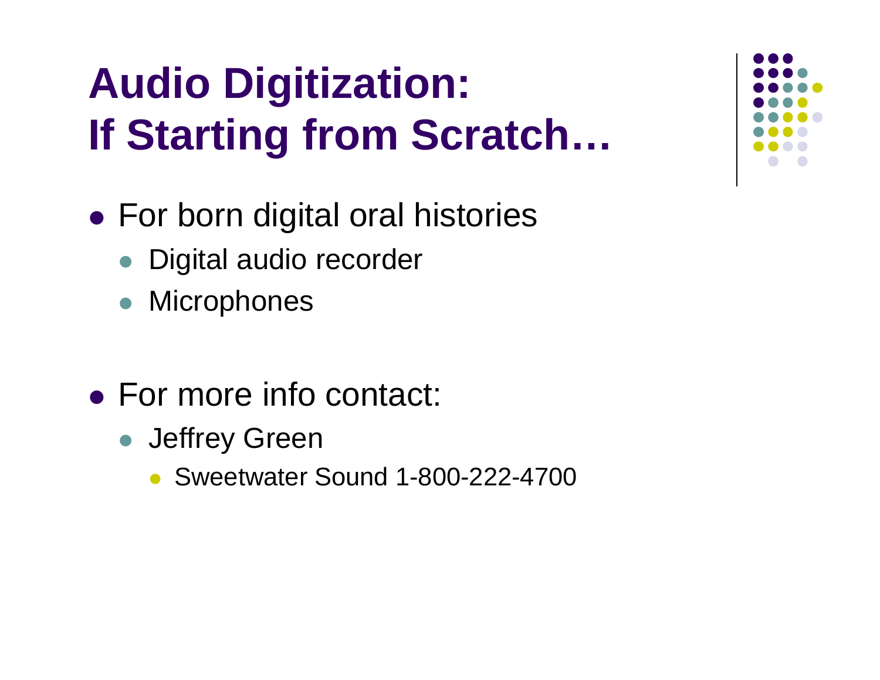# Audio Digitization: If Starting from Scratch…

- For born digital oral histories
  - Digital audio recorder
  - Microphones

- For more info contact:
  - Jeffrey Green
    - Sweetwater Sound 1-800-222-4700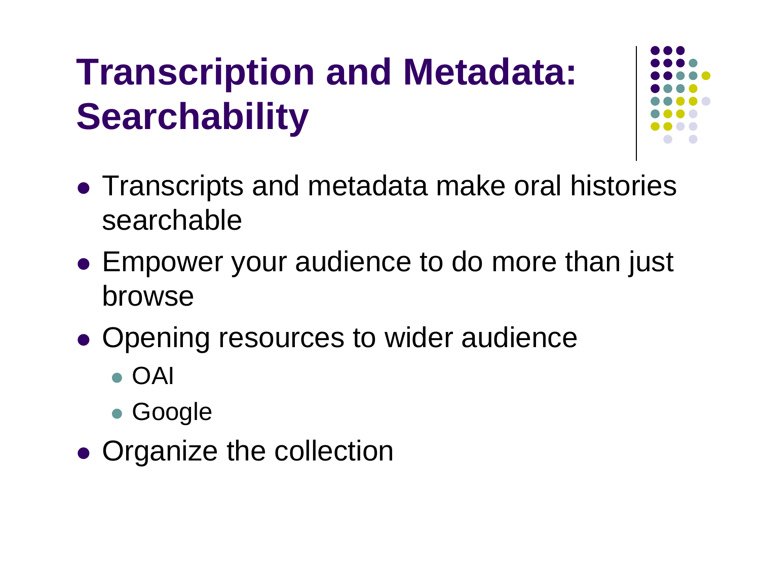# Transcription and Metadata: Searchability

- Transcripts and metadata make oral histories searchable
- Empower your audience to do more than just browse
- Opening resources to wider audience
  - OAI
  - Google
- Organize the collection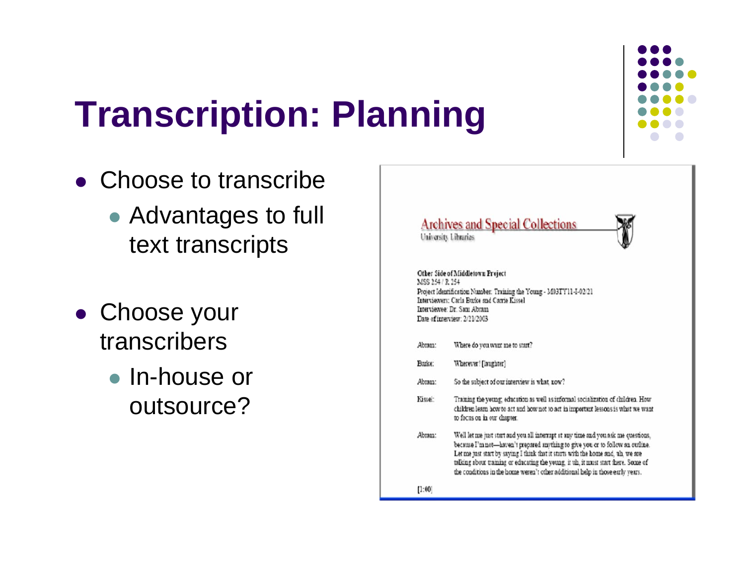# Transcription: Planning

- Choose to transcribe
  - Advantages to full text transcripts
- Choose your transcribers
  - In-house or outsource?

Archives and Special Collections
University Libraries

Other Side of Middletown Project
MSS 254 / R 254
Project Identification Number: Training the Young - M03TY11-I-02/21
Interviewers: Carla Burke and Carrie Kissel
Interviewee: Dr. Sam Abram
Date of interview: 2/21/2003

Abram: Where do you want me to start?

Burke: Wherever! [laughter]

Abram: So the subject of our interview is what, now?

Kissel: Training the young: education as well as informal socialization of children. How children learn how to act and how not to act in important lessons is what we want to focus on in our chapter.

Abram: Well let me just start and you all interrupt at any time and you ask me questions, because I'm not—haven't prepared anything to give you or to follow an outline. Let me just start by saying I think that it starts with the home and, uh, we are talking about training or educating the young, it uh, it must start there. Some of the conditions in the home weren't other additional help in those early years.

[1:00]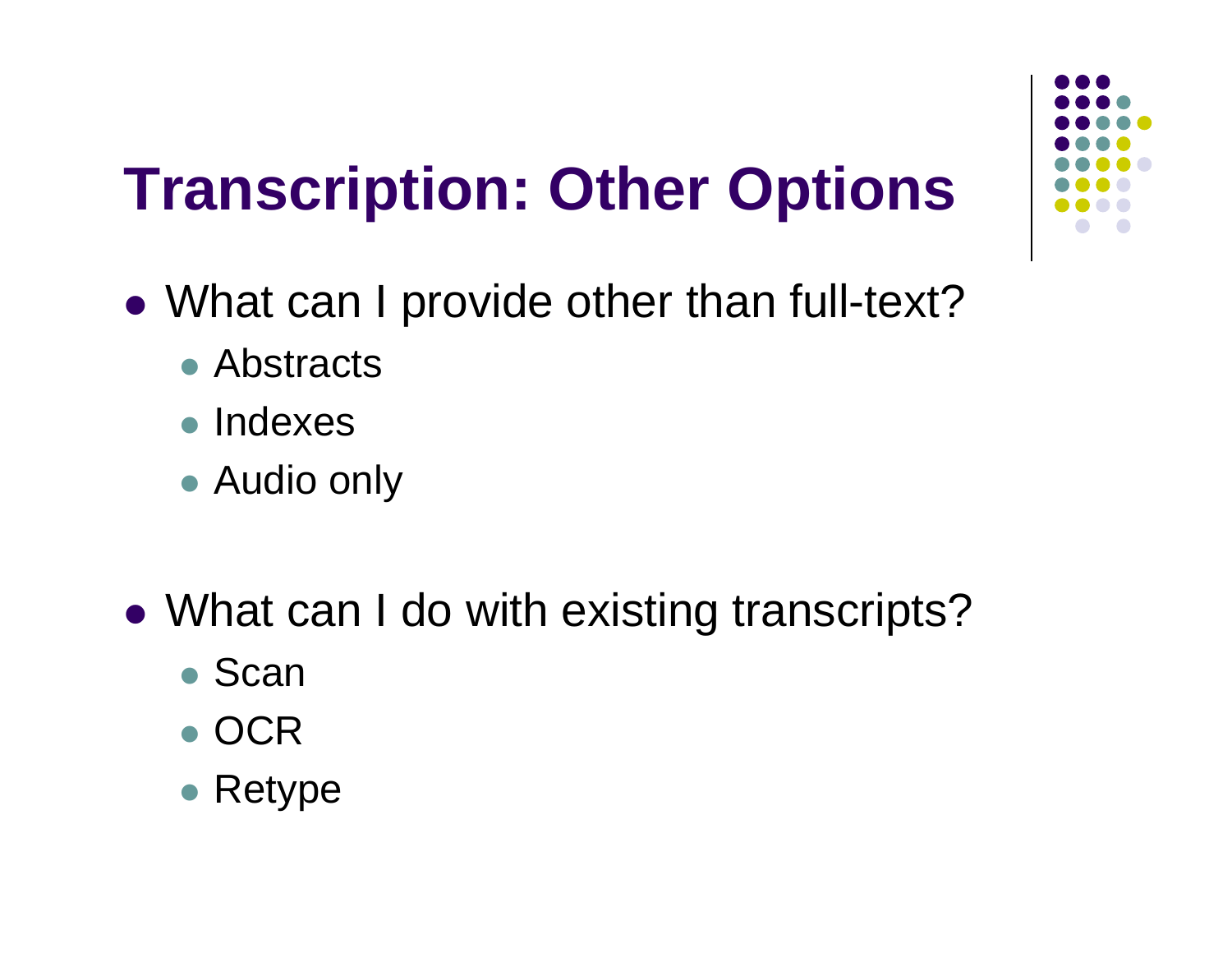# Transcription: Other Options

- What can I provide other than full-text?
  - Abstracts
  - Indexes
  - Audio only

- What can I do with existing transcripts?
  - Scan
  - OCR
  - Retype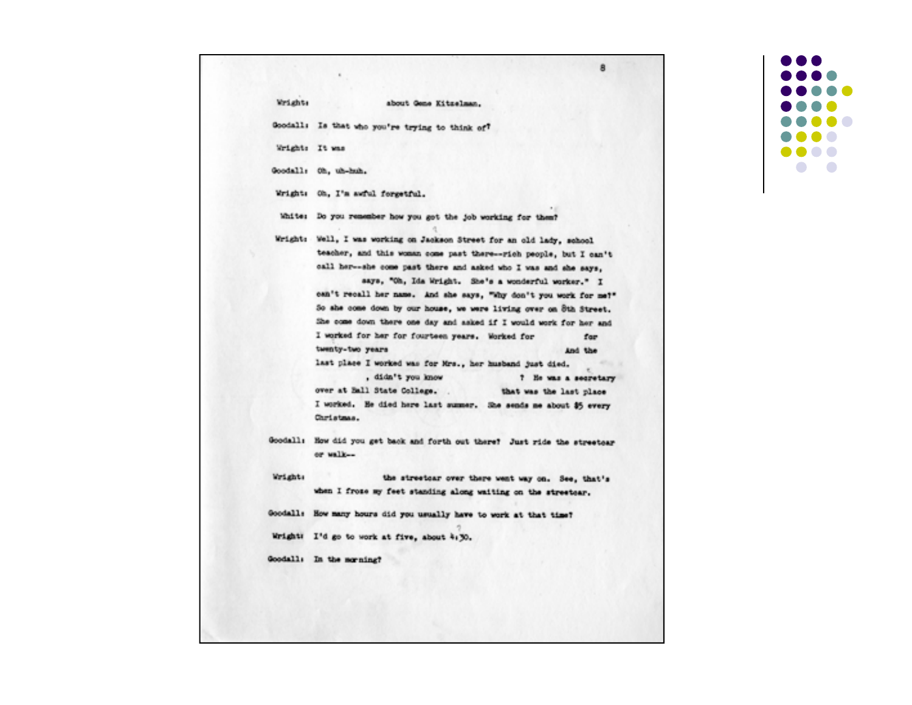Wright: about Gene Kitzelman.

Goodall: Is that who you're trying to think of?

Wright: It was

Goodall: Oh, uh-huh.

Wright: Oh, I'm awful forgetful.

White: Do you remember how you got the job working for them?

Wright: Well, I was working on Jackson Street for an old lady, school teacher, and this woman come past there--rich people, but I can't call her--she come past there and asked who I was and she says, says, "Oh, Ida Wright. She's a wonderful worker." I can't recall her name. And she says, "Why don't you work for me?" So she come down by our house, we were living over on 8th Street. She come down there one day and asked if I would work for her and I worked for her for fourteen years. Worked for for twenty-two years And the last place I worked was for Mrs., her husband just died. , didn't you know ? He was a secretary over at Ball State College. that was the last place I worked. He died here last summer. She sends me about $5 every Christmas.

Goodall: How did you get back and forth out there? Just ride the streetcar or walk--

Wright: the streetcar over there went way on. See, that's when I froze my feet standing along waiting on the streetcar.

Goodall: How many hours did you usually have to work at that time?

Wright: I'd go to work at five, about 4:30.

Goodall: In the morning?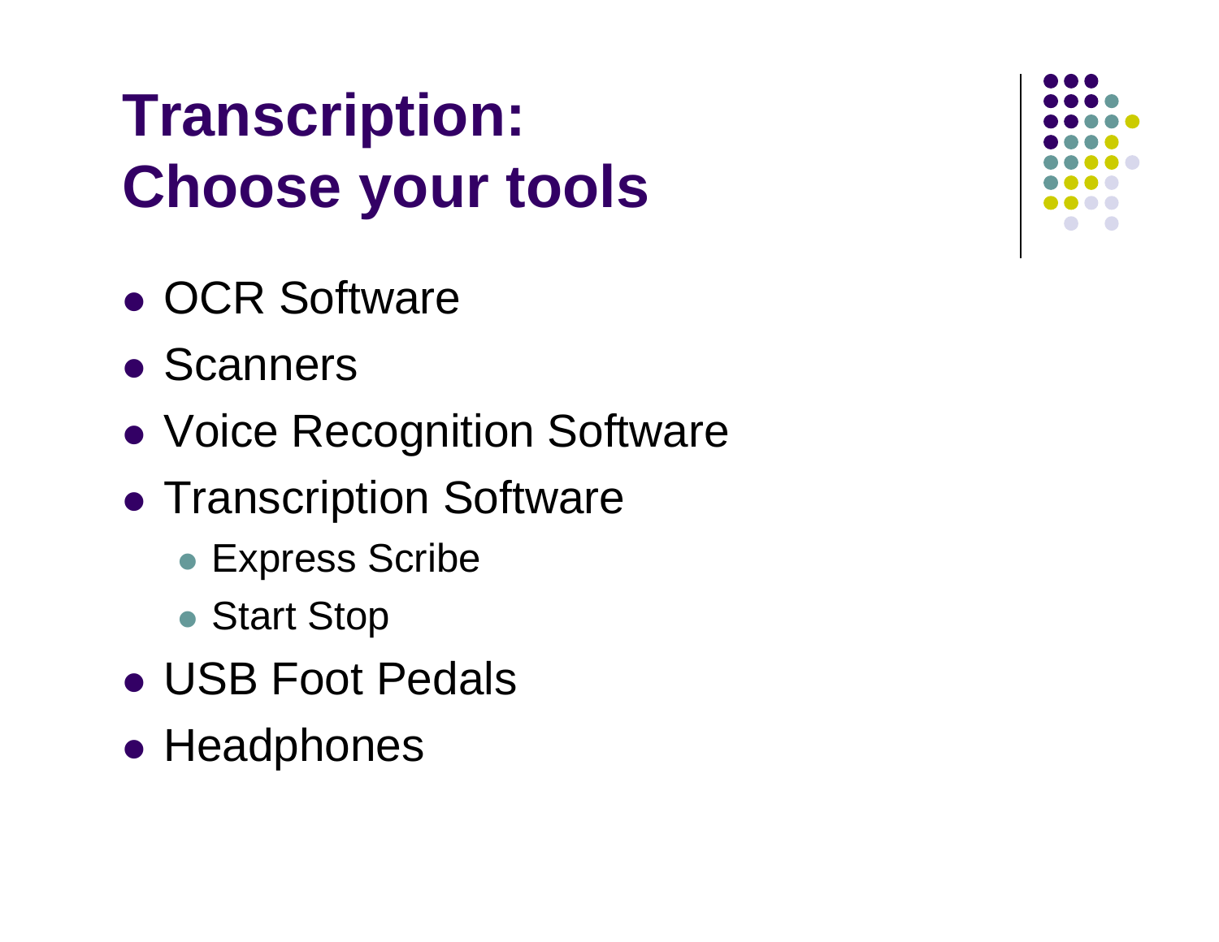# Transcription: Choose your tools

- OCR Software
- Scanners
- Voice Recognition Software
- Transcription Software
  - Express Scribe
  - Start Stop
- USB Foot Pedals
- Headphones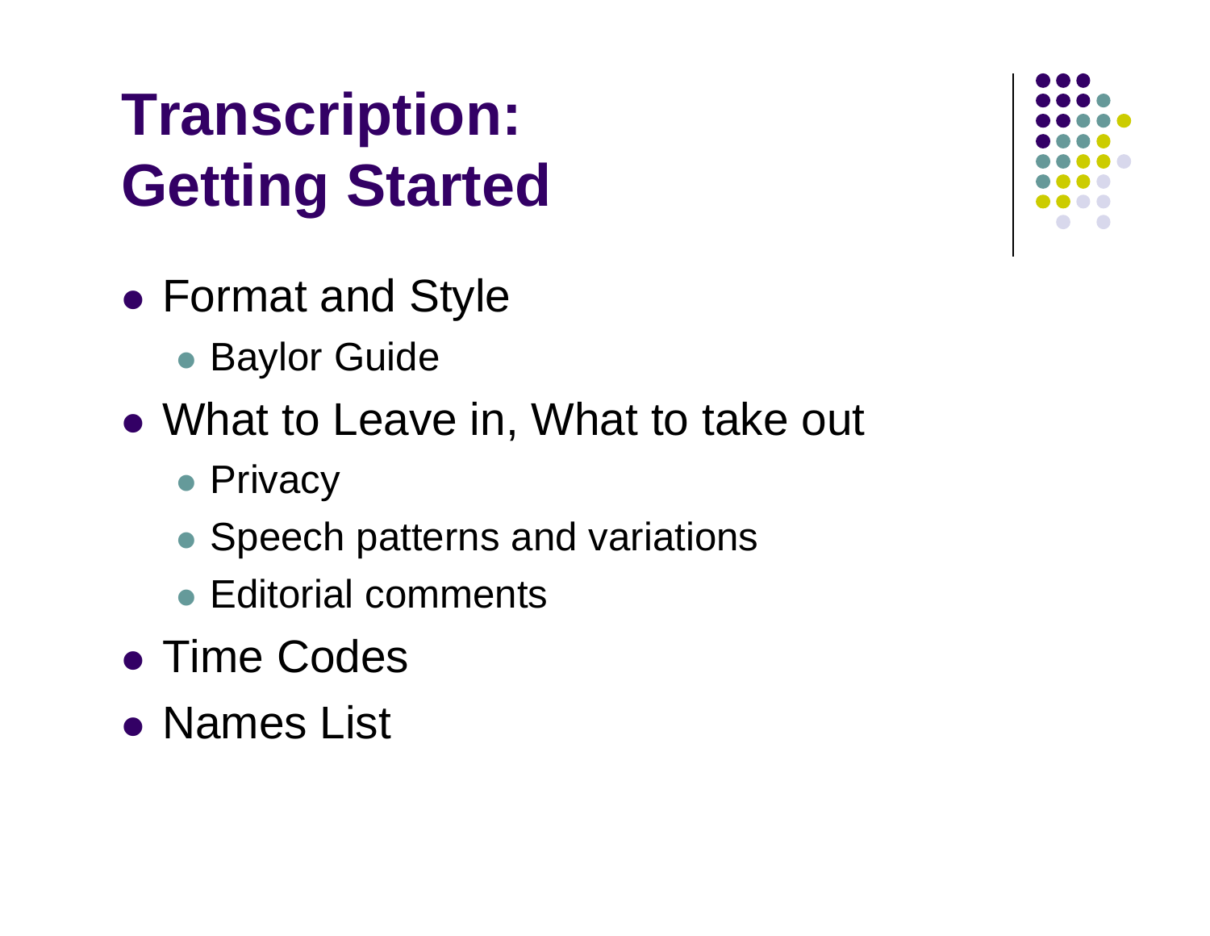# Transcription: Getting Started

- Format and Style
  - Baylor Guide
- What to Leave in, What to take out
  - Privacy
  - Speech patterns and variations
  - Editorial comments
- Time Codes
- Names List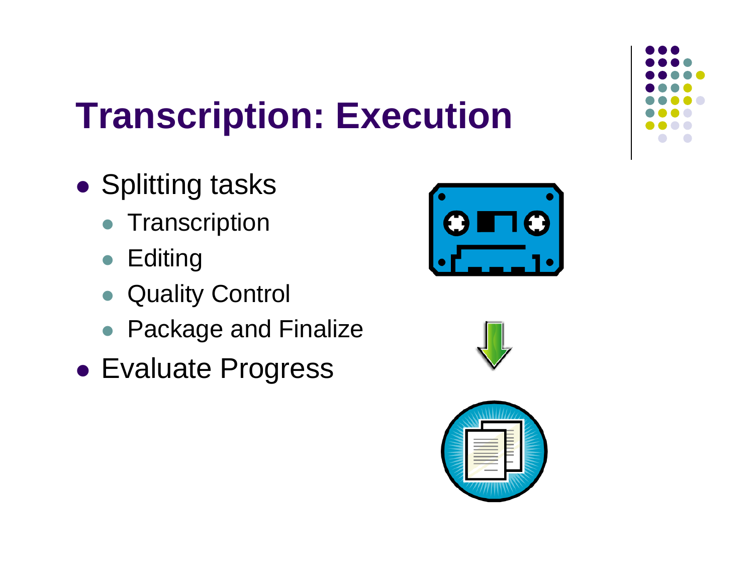# Transcription: Execution

- Splitting tasks
  - Transcription
  - Editing
  - Quality Control
  - Package and Finalize
- Evaluate Progress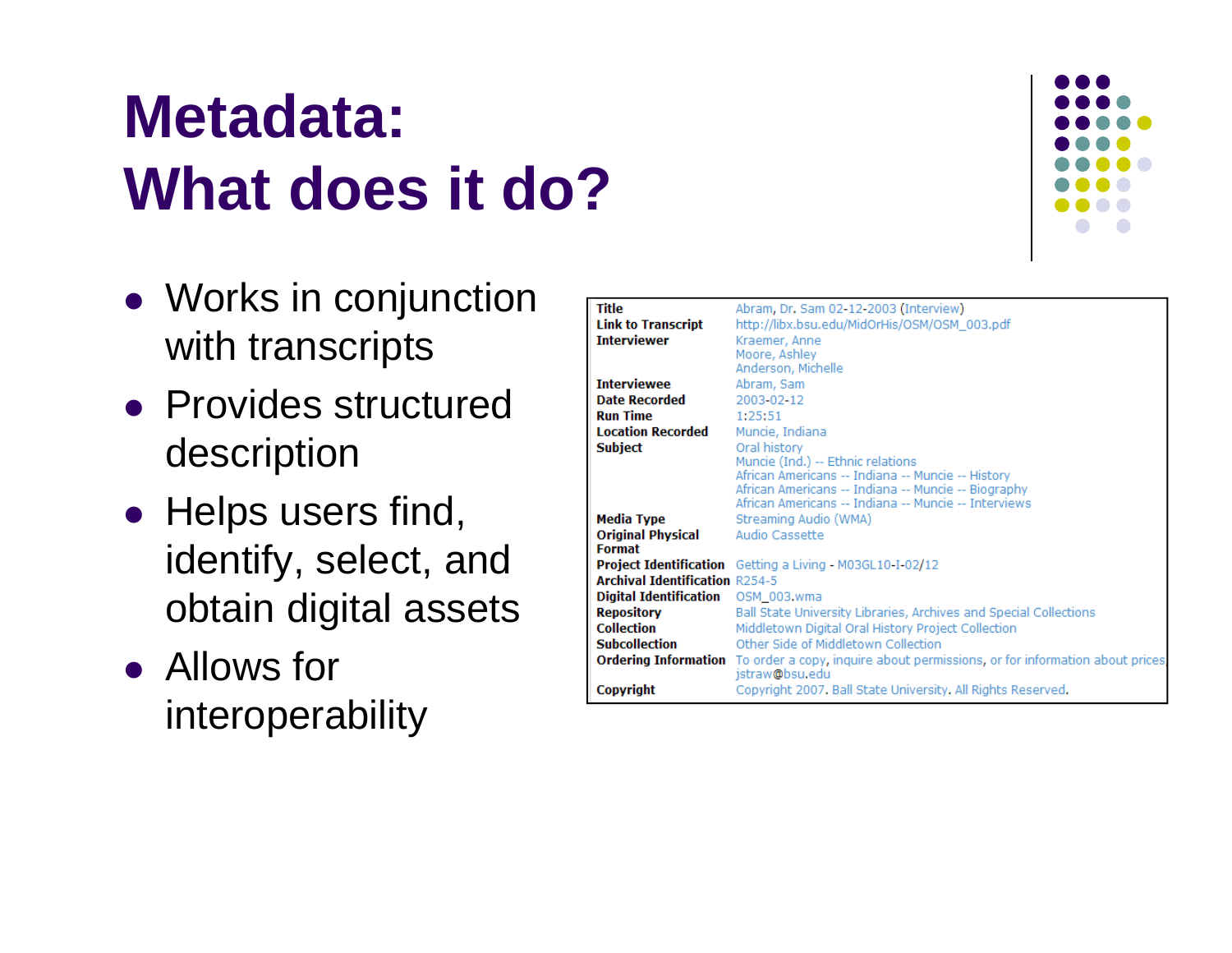# Metadata: What does it do?

- Works in conjunction with transcripts
- Provides structured description
- Helps users find, identify, select, and obtain digital assets
- Allows for interoperability

| | |
|---|---|
| **Title** | Abram, Dr. Sam 02-12-2003 (Interview) |
| **Link to Transcript** | http://libx.bsu.edu/MidOrHis/OSM/OSM_003.pdf |
| **Interviewer** | Kraemer, Anne<br>Moore, Ashley<br>Anderson, Michelle |
| **Interviewee** | Abram, Sam |
| **Date Recorded** | 2003-02-12 |
| **Run Time** | 1:25:51 |
| **Location Recorded** | Muncie, Indiana |
| **Subject** | Oral history<br>Muncie (Ind.) -- Ethnic relations<br>African Americans -- Indiana -- Muncie -- History<br>African Americans -- Indiana -- Muncie -- Biography<br>African Americans -- Indiana -- Muncie -- Interviews |
| **Media Type** | Streaming Audio (WMA) |
| **Original Physical Format** | Audio Cassette |
| **Project Identification** | Getting a Living - M03GL10-I-02/12 |
| **Archival Identification** | R254-5 |
| **Digital Identification** | OSM_003.wma |
| **Repository** | Ball State University Libraries, Archives and Special Collections |
| **Collection** | Middletown Digital Oral History Project Collection |
| **Subcollection** | Other Side of Middletown Collection |
| **Ordering Information** | To order a copy, inquire about permissions, or for information about prices jstraw@bsu.edu |
| **Copyright** | Copyright 2007. Ball State University. All Rights Reserved. |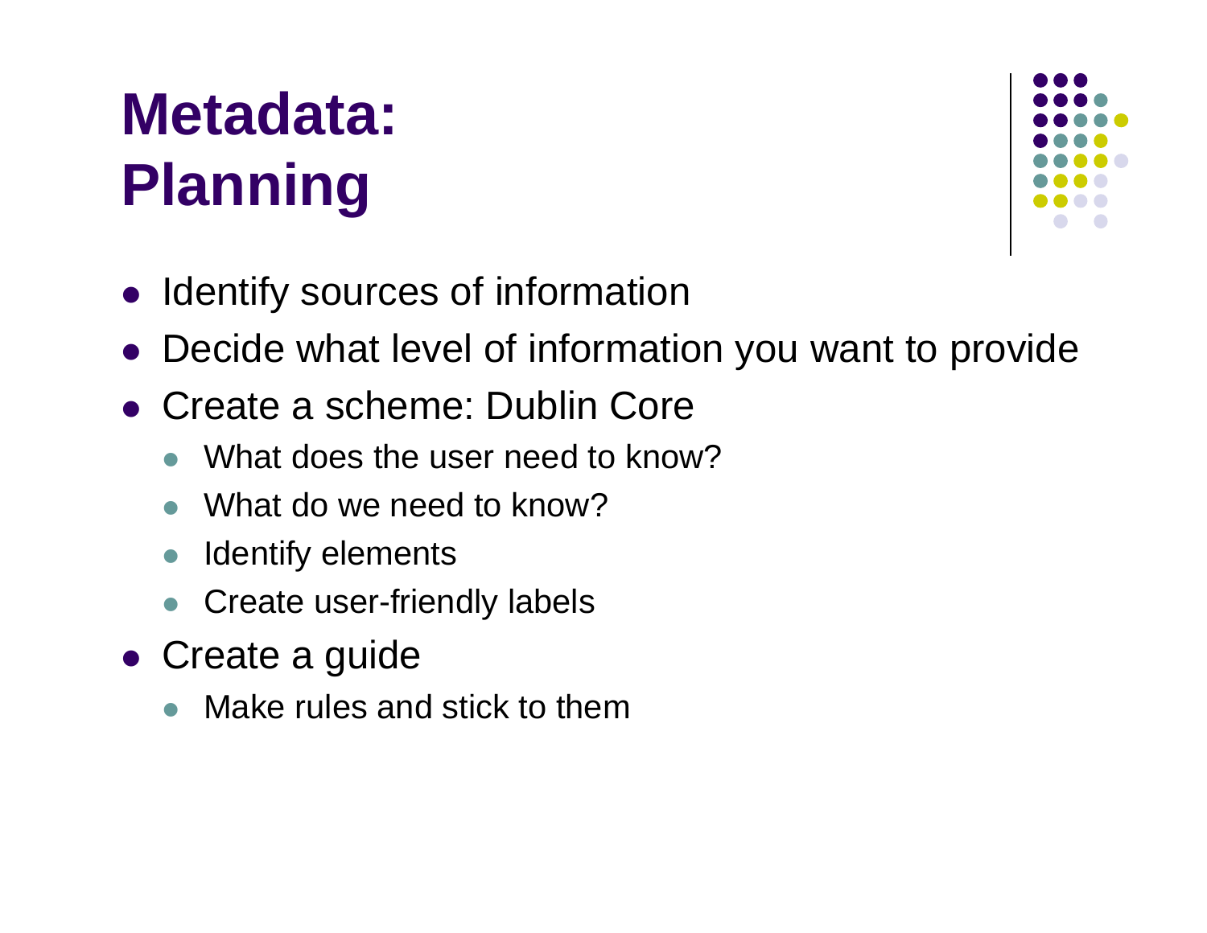# Metadata: Planning

- Identify sources of information
- Decide what level of information you want to provide
- Create a scheme: Dublin Core
  - What does the user need to know?
  - What do we need to know?
  - Identify elements
  - Create user-friendly labels
- Create a guide
  - Make rules and stick to them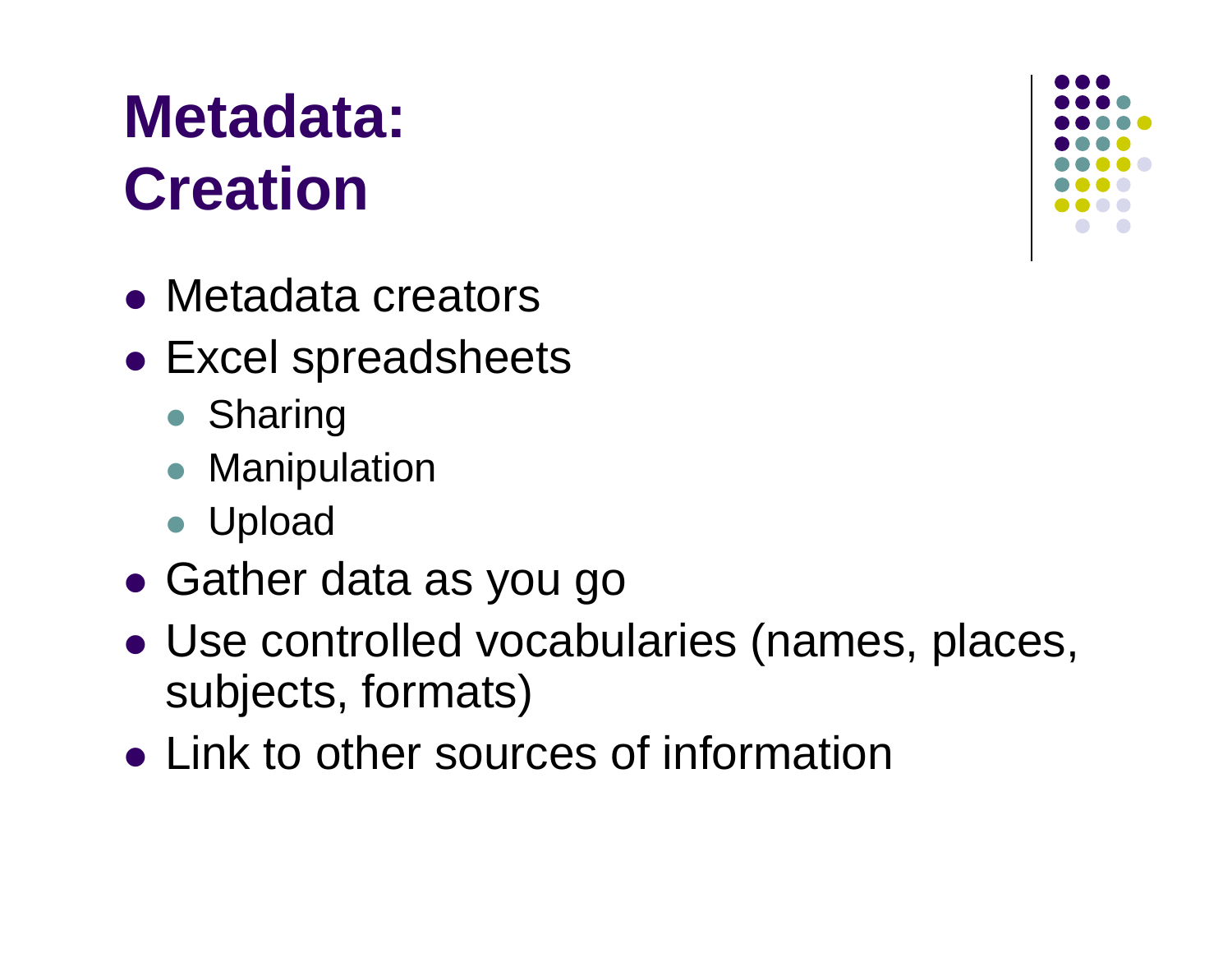# Metadata: Creation

- Metadata creators
- Excel spreadsheets
  - Sharing
  - Manipulation
  - Upload
- Gather data as you go
- Use controlled vocabularies (names, places, subjects, formats)
- Link to other sources of information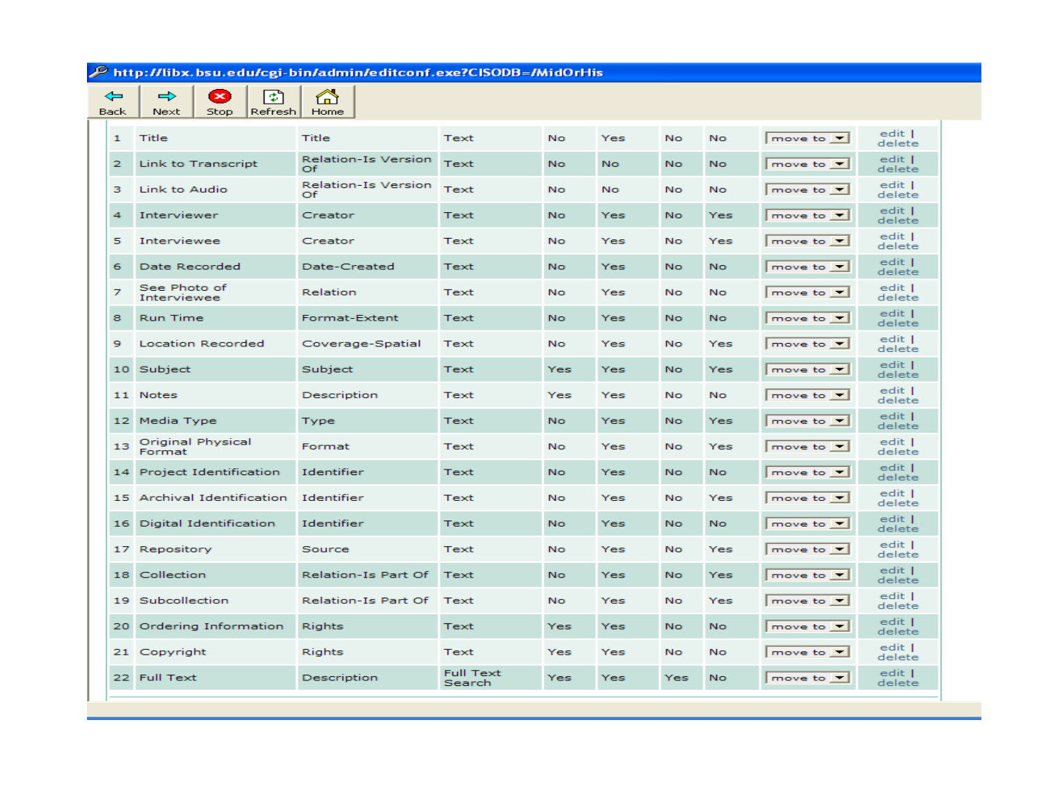http://libx.bsu.edu/cgi-bin/admin/editconf.exe?CISODB=/MidOrHis

Back | Next | Stop | Refresh | Home

| | | | | | | | | | |
|---|---|---|---|---|---|---|---|---|---|
| 1 | Title | Title | Text | No | Yes | No | No | move to | edit \| delete |
| 2 | Link to Transcript | Relation-Is Version Of | Text | No | No | No | No | move to | edit \| delete |
| 3 | Link to Audio | Relation-Is Version Of | Text | No | No | No | No | move to | edit \| delete |
| 4 | Interviewer | Creator | Text | No | Yes | No | Yes | move to | edit \| delete |
| 5 | Interviewee | Creator | Text | No | Yes | No | Yes | move to | edit \| delete |
| 6 | Date Recorded | Date-Created | Text | No | Yes | No | No | move to | edit \| delete |
| 7 | See Photo of Interviewee | Relation | Text | No | Yes | No | No | move to | edit \| delete |
| 8 | Run Time | Format-Extent | Text | No | Yes | No | No | move to | edit \| delete |
| 9 | Location Recorded | Coverage-Spatial | Text | No | Yes | No | Yes | move to | edit \| delete |
| 10 | Subject | Subject | Text | Yes | Yes | No | Yes | move to | edit \| delete |
| 11 | Notes | Description | Text | Yes | Yes | No | No | move to | edit \| delete |
| 12 | Media Type | Type | Text | No | Yes | No | Yes | move to | edit \| delete |
| 13 | Original Physical Format | Format | Text | No | Yes | No | Yes | move to | edit \| delete |
| 14 | Project Identification | Identifier | Text | No | Yes | No | No | move to | edit \| delete |
| 15 | Archival Identification | Identifier | Text | No | Yes | No | Yes | move to | edit \| delete |
| 16 | Digital Identification | Identifier | Text | No | Yes | No | No | move to | edit \| delete |
| 17 | Repository | Source | Text | No | Yes | No | Yes | move to | edit \| delete |
| 18 | Collection | Relation-Is Part Of | Text | No | Yes | No | Yes | move to | edit \| delete |
| 19 | Subcollection | Relation-Is Part Of | Text | No | Yes | No | Yes | move to | edit \| delete |
| 20 | Ordering Information | Rights | Text | Yes | Yes | No | No | move to | edit \| delete |
| 21 | Copyright | Rights | Text | Yes | Yes | No | No | move to | edit \| delete |
| 22 | Full Text | Description | Full Text Search | Yes | Yes | Yes | No | move to | edit \| delete |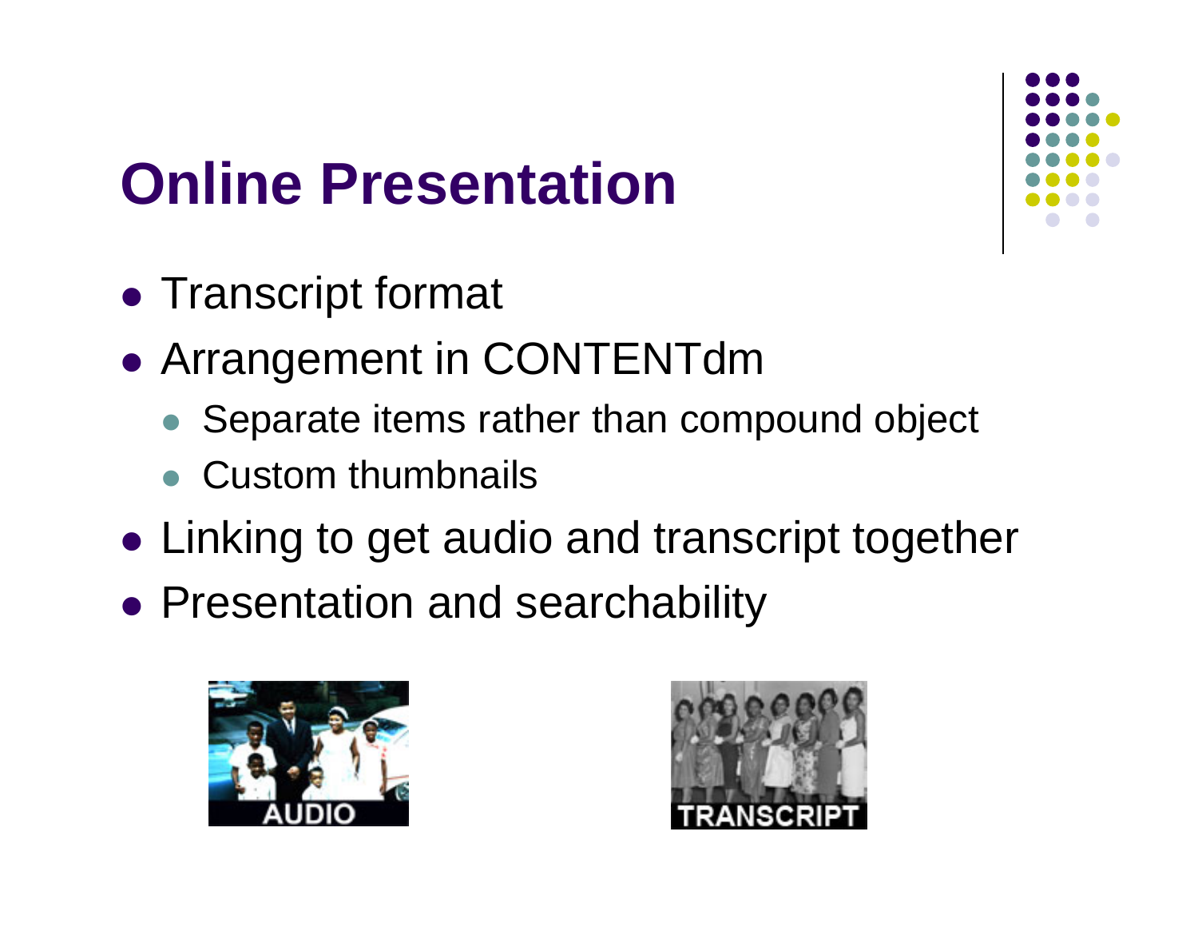# Online Presentation

- Transcript format
- Arrangement in CONTENTdm
  - Separate items rather than compound object
  - Custom thumbnails
- Linking to get audio and transcript together
- Presentation and searchability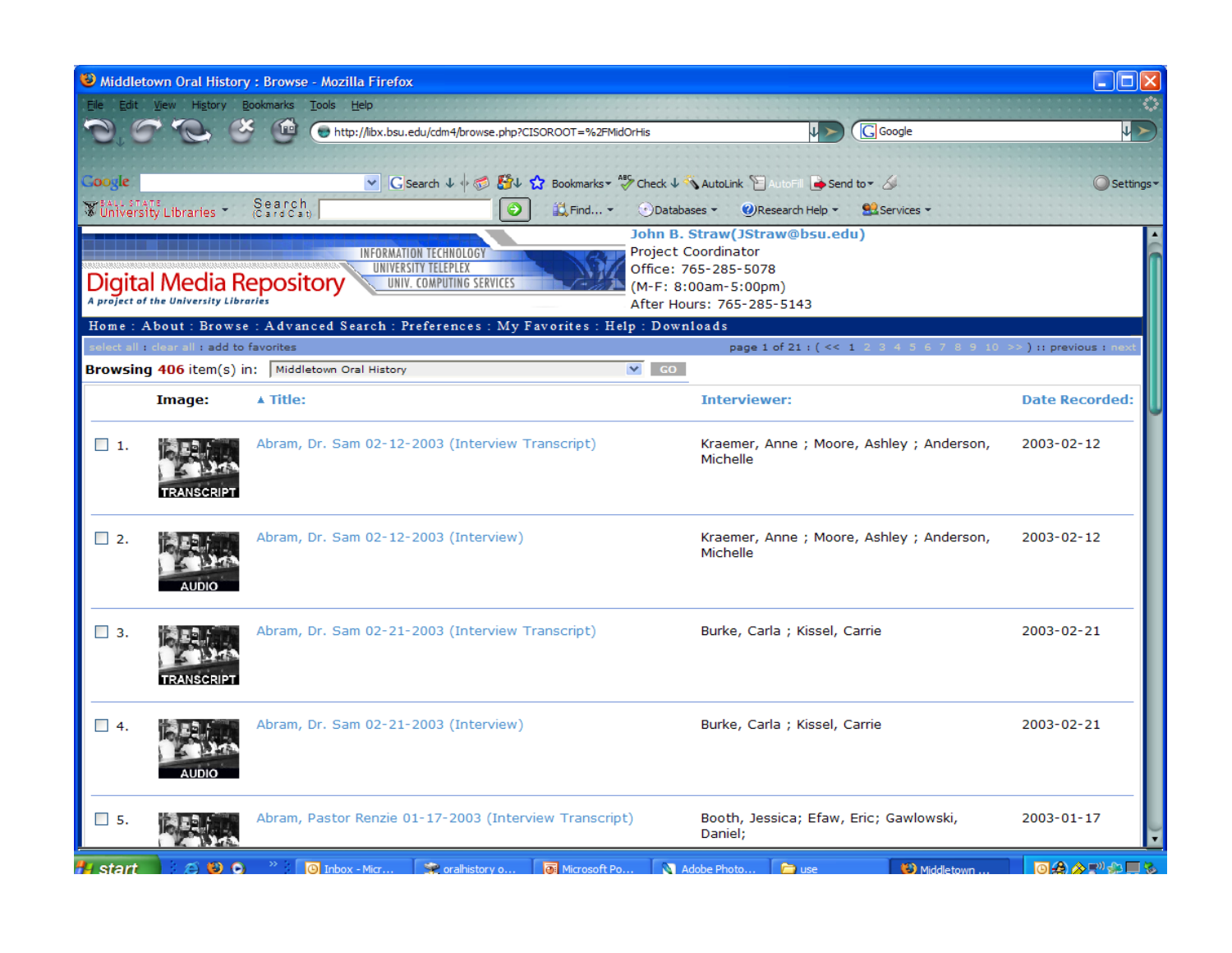Middletown Oral History : Browse - Mozilla Firefox

http://libx.bsu.edu/cdm4/browse.php?CISOROOT=%2FMidOrHis

# Digital Media Repository

*A project of the University Libraries*

INFORMATION TECHNOLOGY
UNIVERSITY TELEPLEX
UNIV. COMPUTING SERVICES

**John B. Straw(JStraw@bsu.edu)**
Project Coordinator
Office: 765-285-5078
(M-F: 8:00am-5:00pm)
After Hours: 765-285-5143

Home : About : Browse : Advanced Search : Preferences : My Favorites : Help : Downloads

select all : clear all : add to favorites — page 1 of 21 : ( << 1 2 3 4 5 6 7 8 9 10 >> ) :: previous : next

**Browsing 406 item(s) in:** Middletown Oral History — GO

| | Image: | Title: | Interviewer: | Date Recorded: |
|---|---|---|---|---|
| 1. | TRANSCRIPT | Abram, Dr. Sam 02-12-2003 (Interview Transcript) | Kraemer, Anne ; Moore, Ashley ; Anderson, Michelle | 2003-02-12 |
| 2. | AUDIO | Abram, Dr. Sam 02-12-2003 (Interview) | Kraemer, Anne ; Moore, Ashley ; Anderson, Michelle | 2003-02-12 |
| 3. | TRANSCRIPT | Abram, Dr. Sam 02-21-2003 (Interview Transcript) | Burke, Carla ; Kissel, Carrie | 2003-02-21 |
| 4. | AUDIO | Abram, Dr. Sam 02-21-2003 (Interview) | Burke, Carla ; Kissel, Carrie | 2003-02-21 |
| 5. | | Abram, Pastor Renzie 01-17-2003 (Interview Transcript) | Booth, Jessica; Efaw, Eric; Gawlowski, Daniel; | 2003-01-17 |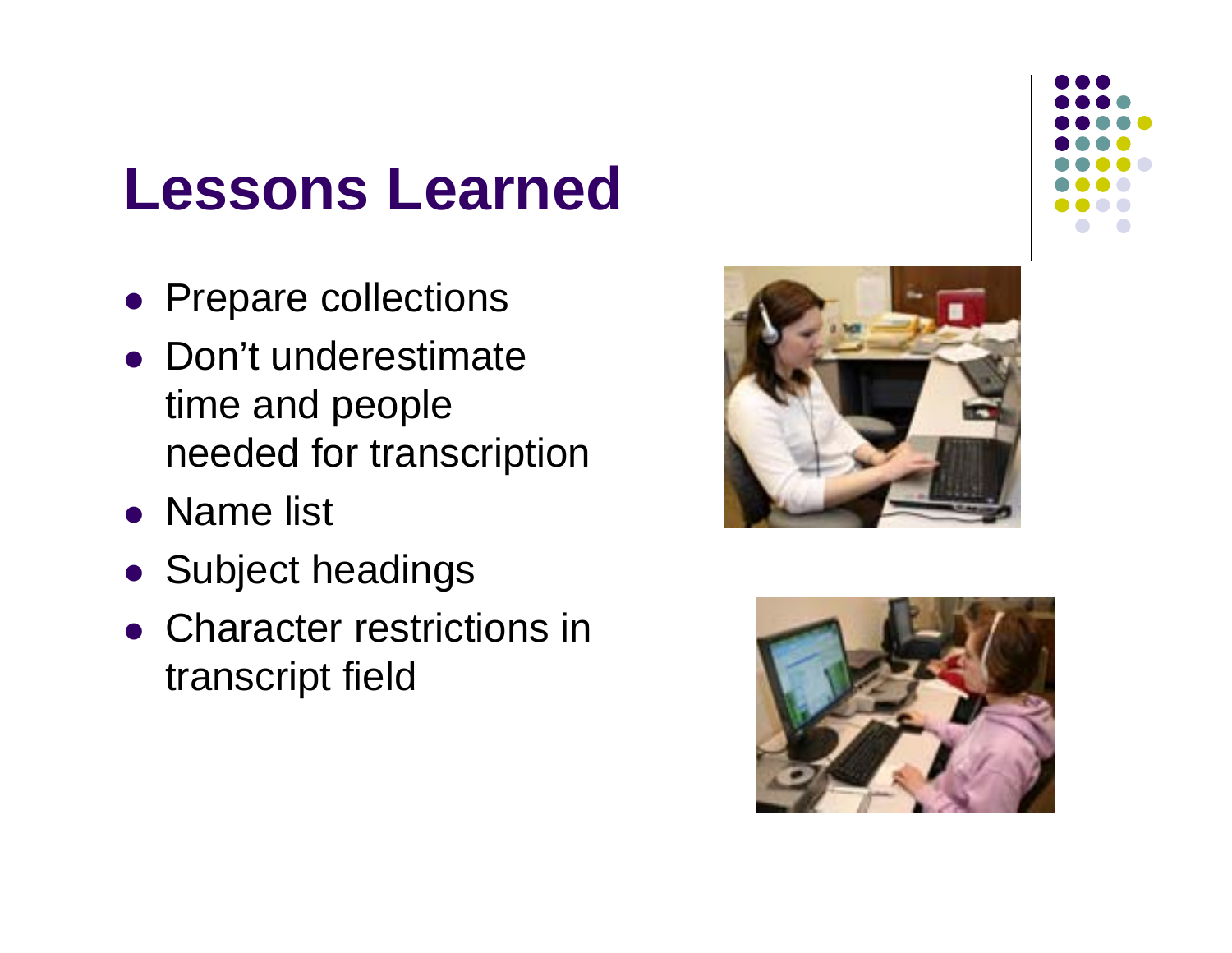# Lessons Learned

- Prepare collections
- Don’t underestimate time and people needed for transcription
- Name list
- Subject headings
- Character restrictions in transcript field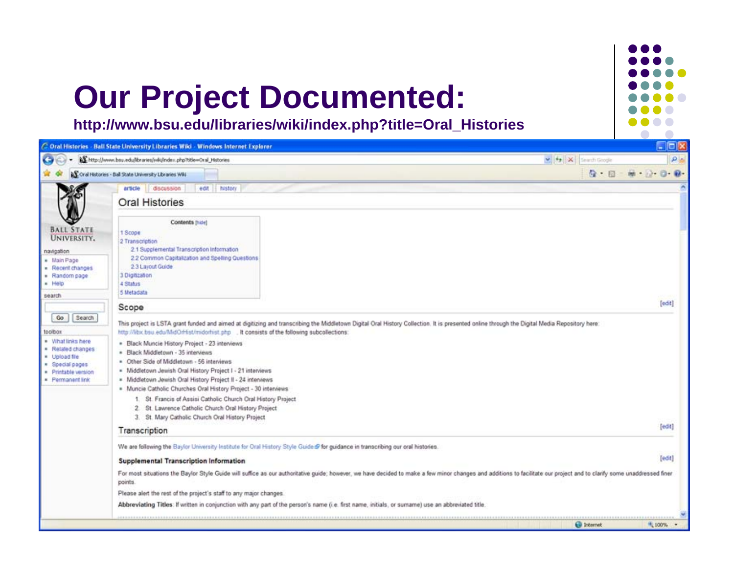# Our Project Documented:

**http://www.bsu.edu/libraries/wiki/index.php?title=Oral_Histories**

Oral Histories - Ball State University Libraries Wiki - Windows Internet Explorer

article | discussion | edit | history

## Oral Histories

Contents [hide]

- 1 Scope
- 2 Transcription
  - 2.1 Supplemental Transcription Information
  - 2.2 Common Capitalization and Spelling Questions
  - 2.3 Layout Guide
- 3 Digitization
- 4 Status
- 5 Metadata

### Scope

This project is LSTA grant funded and aimed at digitizing and transcribing the Middletown Digital Oral History Collection. It is presented online through the Digital Media Repository here: http://libx.bsu.edu/MidOrHist/midorhist.php . It consists of the following subcollections:

- Black Muncie History Project - 23 interviews
- Black Middletown - 35 interviews
- Other Side of Middletown - 56 interviews
- Middletown Jewish Oral History Project I - 21 interviews
- Middletown Jewish Oral History Project II - 24 interviews
- Muncie Catholic Churches Oral History Project - 30 interviews
  1. St. Francis of Assisi Catholic Church Oral History Project
  2. St. Lawrence Catholic Church Oral History Project
  3. St. Mary Catholic Church Oral History Project

### Transcription

We are following the Baylor University Institute for Oral History Style Guide for guidance in transcribing our oral histories.

**Supplemental Transcription Information**

For most situations the Baylor Style Guide will suffice as our authoritative guide; however, we have decided to make a few minor changes and additions to facilitate our project and to clarify some unaddressed finer points.

Please alert the rest of the project's staff to any major changes.

**Abbreviating Titles**: If written in conjunction with any part of the person's name (i.e. first name, initials, or surname) use an abbreviated title.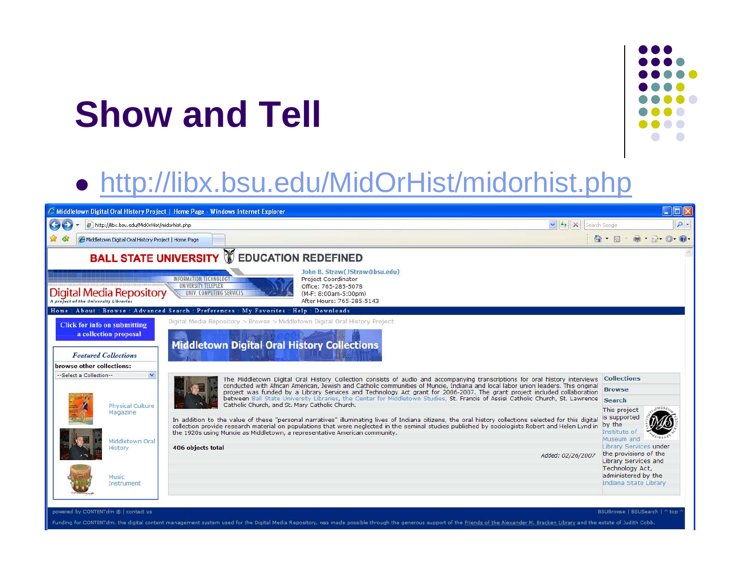# Show and Tell

- http://libx.bsu.edu/MidOrHist/midorhist.php